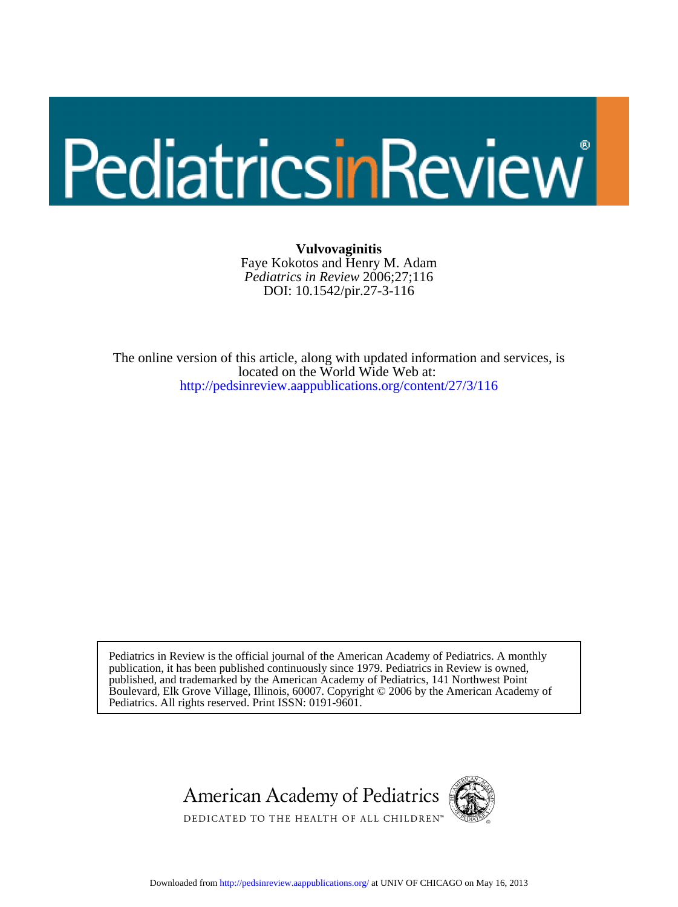# PediatricsinReview

**Vulvovaginitis**
Faye Kokotos and Henry M. Adam
*Pediatrics in Review* 2006;27;116
DOI: 10.1542/pir.27-3-116

The online version of this article, along with updated information and services, is located on the World Wide Web at:
http://pedsinreview.aappublications.org/content/27/3/116

Pediatrics in Review is the official journal of the American Academy of Pediatrics. A monthly publication, it has been published continuously since 1979. Pediatrics in Review is owned, published, and trademarked by the American Academy of Pediatrics, 141 Northwest Point Boulevard, Elk Grove Village, Illinois, 60007. Copyright © 2006 by the American Academy of Pediatrics. All rights reserved. Print ISSN: 0191-9601.

American Academy of Pediatrics
DEDICATED TO THE HEALTH OF ALL CHILDREN™

Downloaded from http://pedsinreview.aappublications.org/ at UNIV OF CHICAGO on May 16, 2013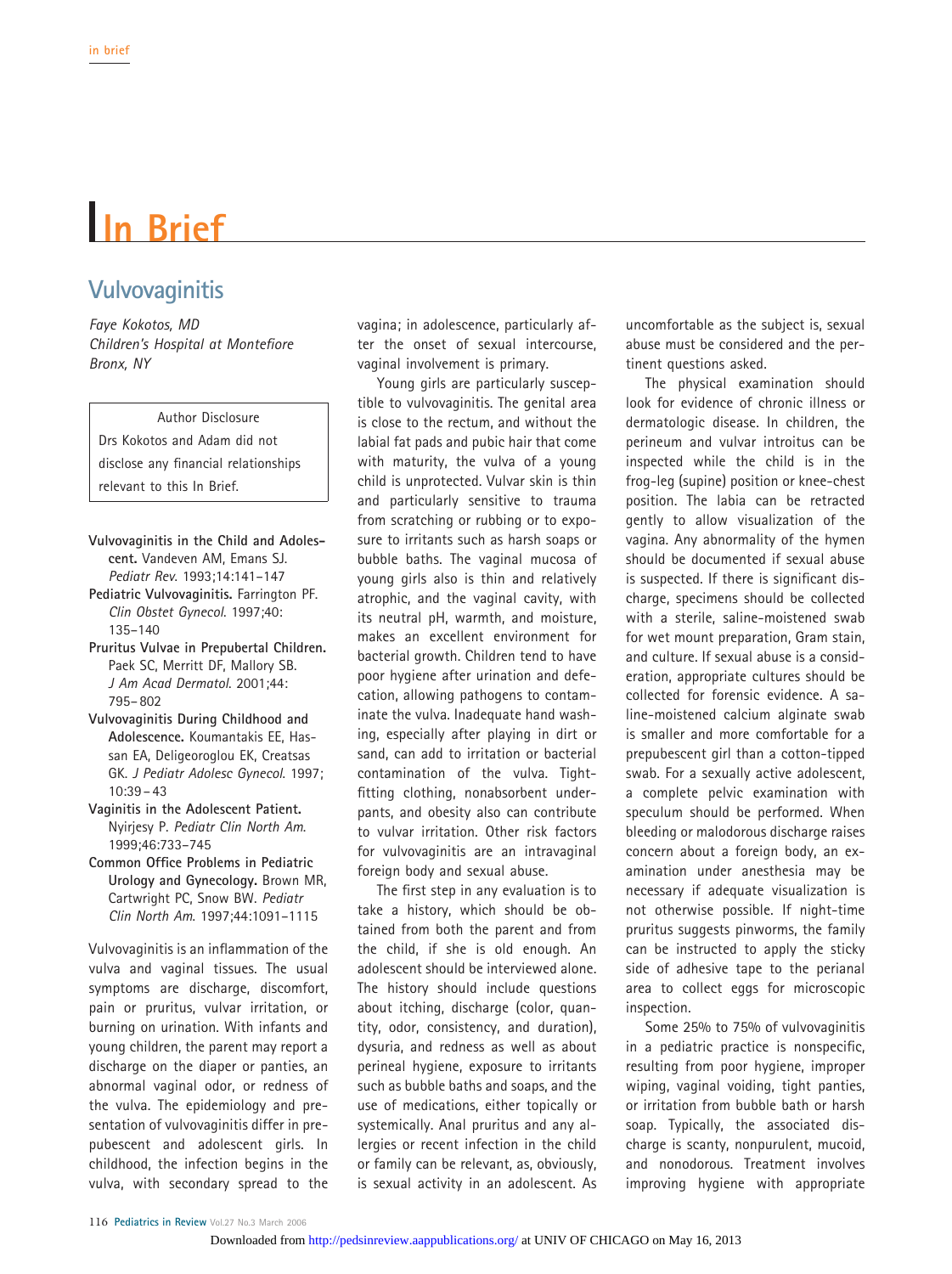# In Brief

## Vulvovaginitis

*Faye Kokotos, MD*
*Children's Hospital at Montefiore*
*Bronx, NY*

Author Disclosure

Drs Kokotos and Adam did not disclose any financial relationships relevant to this In Brief.

**Vulvovaginitis in the Child and Adolescent.** Vandeven AM, Emans SJ. *Pediatr Rev.* 1993;14:141–147

**Pediatric Vulvovaginitis.** Farrington PF. *Clin Obstet Gynecol.* 1997;40: 135–140

**Pruritus Vulvae in Prepubertal Children.** Paek SC, Merritt DF, Mallory SB. *J Am Acad Dermatol.* 2001;44: 795–802

**Vulvovaginitis During Childhood and Adolescence.** Koumantakis EE, Hassan EA, Deligeoroglou EK, Creatsas GK. *J Pediatr Adolesc Gynecol.* 1997; 10:39–43

**Vaginitis in the Adolescent Patient.** Nyirjesy P. *Pediatr Clin North Am.* 1999;46:733–745

**Common Office Problems in Pediatric Urology and Gynecology.** Brown MR, Cartwright PC, Snow BW. *Pediatr Clin North Am.* 1997;44:1091–1115

Vulvovaginitis is an inflammation of the vulva and vaginal tissues. The usual symptoms are discharge, discomfort, pain or pruritus, vulvar irritation, or burning on urination. With infants and young children, the parent may report a discharge on the diaper or panties, an abnormal vaginal odor, or redness of the vulva. The epidemiology and presentation of vulvovaginitis differ in prepubescent and adolescent girls. In childhood, the infection begins in the vulva, with secondary spread to the vagina; in adolescence, particularly after the onset of sexual intercourse, vaginal involvement is primary.

Young girls are particularly susceptible to vulvovaginitis. The genital area is close to the rectum, and without the labial fat pads and pubic hair that come with maturity, the vulva of a young child is unprotected. Vulvar skin is thin and particularly sensitive to trauma from scratching or rubbing or to exposure to irritants such as harsh soaps or bubble baths. The vaginal mucosa of young girls also is thin and relatively atrophic, and the vaginal cavity, with its neutral pH, warmth, and moisture, makes an excellent environment for bacterial growth. Children tend to have poor hygiene after urination and defecation, allowing pathogens to contaminate the vulva. Inadequate hand washing, especially after playing in dirt or sand, can add to irritation or bacterial contamination of the vulva. Tight-fitting clothing, nonabsorbent underpants, and obesity also can contribute to vulvar irritation. Other risk factors for vulvovaginitis are an intravaginal foreign body and sexual abuse.

The first step in any evaluation is to take a history, which should be obtained from both the parent and from the child, if she is old enough. An adolescent should be interviewed alone. The history should include questions about itching, discharge (color, quantity, odor, consistency, and duration), dysuria, and redness as well as about perineal hygiene, exposure to irritants such as bubble baths and soaps, and the use of medications, either topically or systemically. Anal pruritus and any allergies or recent infection in the child or family can be relevant, as, obviously, is sexual activity in an adolescent. As uncomfortable as the subject is, sexual abuse must be considered and the pertinent questions asked.

The physical examination should look for evidence of chronic illness or dermatologic disease. In children, the perineum and vulvar introitus can be inspected while the child is in the frog-leg (supine) position or knee-chest position. The labia can be retracted gently to allow visualization of the vagina. Any abnormality of the hymen should be documented if sexual abuse is suspected. If there is significant discharge, specimens should be collected with a sterile, saline-moistened swab for wet mount preparation, Gram stain, and culture. If sexual abuse is a consideration, appropriate cultures should be collected for forensic evidence. A saline-moistened calcium alginate swab is smaller and more comfortable for a prepubescent girl than a cotton-tipped swab. For a sexually active adolescent, a complete pelvic examination with speculum should be performed. When bleeding or malodorous discharge raises concern about a foreign body, an examination under anesthesia may be necessary if adequate visualization is not otherwise possible. If night-time pruritus suggests pinworms, the family can be instructed to apply the sticky side of adhesive tape to the perianal area to collect eggs for microscopic inspection.

Some 25% to 75% of vulvovaginitis in a pediatric practice is nonspecific, resulting from poor hygiene, improper wiping, vaginal voiding, tight panties, or irritation from bubble bath or harsh soap. Typically, the associated discharge is scanty, nonpurulent, mucoid, and nonodorous. Treatment involves improving hygiene with appropriate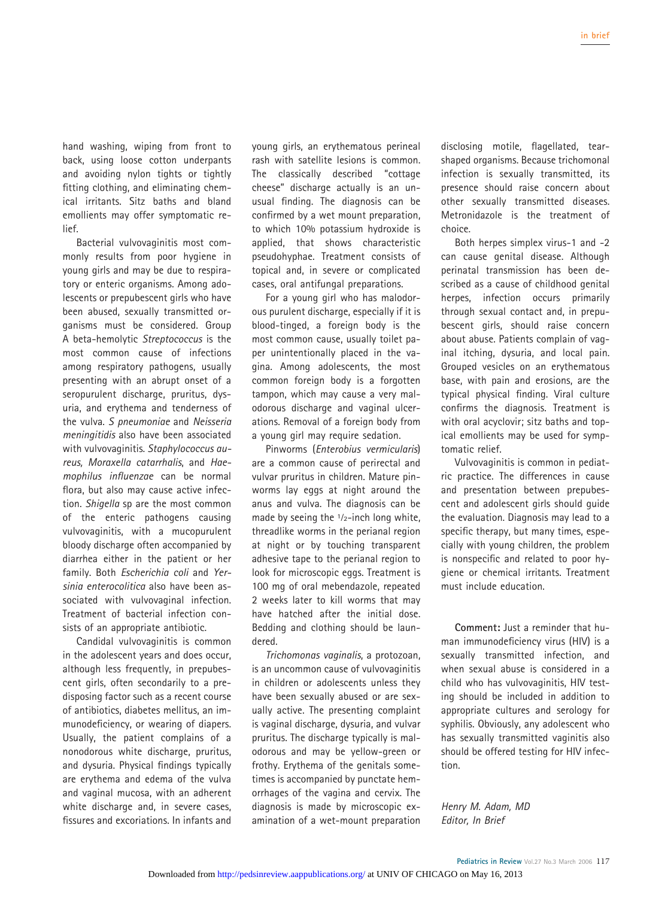hand washing, wiping from front to back, using loose cotton underpants and avoiding nylon tights or tightly fitting clothing, and eliminating chemical irritants. Sitz baths and bland emollients may offer symptomatic relief.

Bacterial vulvovaginitis most commonly results from poor hygiene in young girls and may be due to respiratory or enteric organisms. Among adolescents or prepubescent girls who have been abused, sexually transmitted organisms must be considered. Group A beta-hemolytic *Streptococcus* is the most common cause of infections among respiratory pathogens, usually presenting with an abrupt onset of a seropurulent discharge, pruritus, dysuria, and erythema and tenderness of the vulva. *S pneumoniae* and *Neisseria meningitidis* also have been associated with vulvovaginitis. *Staphylococcus aureus, Moraxella catarrhalis*, and *Haemophilus influenzae* can be normal flora, but also may cause active infection. *Shigella* sp are the most common of the enteric pathogens causing vulvovaginitis, with a mucopurulent bloody discharge often accompanied by diarrhea either in the patient or her family. Both *Escherichia coli* and *Yersinia enterocolitica* also have been associated with vulvovaginal infection. Treatment of bacterial infection consists of an appropriate antibiotic.

Candidal vulvovaginitis is common in the adolescent years and does occur, although less frequently, in prepubescent girls, often secondarily to a predisposing factor such as a recent course of antibiotics, diabetes mellitus, an immunodeficiency, or wearing of diapers. Usually, the patient complains of a nonodorous white discharge, pruritus, and dysuria. Physical findings typically are erythema and edema of the vulva and vaginal mucosa, with an adherent white discharge and, in severe cases, fissures and excoriations. In infants and young girls, an erythematous perineal rash with satellite lesions is common. The classically described "cottage cheese" discharge actually is an unusual finding. The diagnosis can be confirmed by a wet mount preparation, to which 10% potassium hydroxide is applied, that shows characteristic pseudohyphae. Treatment consists of topical and, in severe or complicated cases, oral antifungal preparations.

For a young girl who has malodorous purulent discharge, especially if it is blood-tinged, a foreign body is the most common cause, usually toilet paper unintentionally placed in the vagina. Among adolescents, the most common foreign body is a forgotten tampon, which may cause a very malodorous discharge and vaginal ulcerations. Removal of a foreign body from a young girl may require sedation.

Pinworms (*Enterobius vermicularis*) are a common cause of perirectal and vulvar pruritus in children. Mature pinworms lay eggs at night around the anus and vulva. The diagnosis can be made by seeing the 1/2-inch long white, threadlike worms in the perianal region at night or by touching transparent adhesive tape to the perianal region to look for microscopic eggs. Treatment is 100 mg of oral mebendazole, repeated 2 weeks later to kill worms that may have hatched after the initial dose. Bedding and clothing should be laundered.

*Trichomonas vaginalis*, a protozoan, is an uncommon cause of vulvovaginitis in children or adolescents unless they have been sexually abused or are sexually active. The presenting complaint is vaginal discharge, dysuria, and vulvar pruritus. The discharge typically is malodorous and may be yellow-green or frothy. Erythema of the genitals sometimes is accompanied by punctate hemorrhages of the vagina and cervix. The diagnosis is made by microscopic examination of a wet-mount preparation disclosing motile, flagellated, tear-shaped organisms. Because trichomonal infection is sexually transmitted, its presence should raise concern about other sexually transmitted diseases. Metronidazole is the treatment of choice.

Both herpes simplex virus-1 and -2 can cause genital disease. Although perinatal transmission has been described as a cause of childhood genital herpes, infection occurs primarily through sexual contact and, in prepubescent girls, should raise concern about abuse. Patients complain of vaginal itching, dysuria, and local pain. Grouped vesicles on an erythematous base, with pain and erosions, are the typical physical finding. Viral culture confirms the diagnosis. Treatment is with oral acyclovir; sitz baths and topical emollients may be used for symptomatic relief.

Vulvovaginitis is common in pediatric practice. The differences in cause and presentation between prepubescent and adolescent girls should guide the evaluation. Diagnosis may lead to a specific therapy, but many times, especially with young children, the problem is nonspecific and related to poor hygiene or chemical irritants. Treatment must include education.

**Comment:** Just a reminder that human immunodeficiency virus (HIV) is a sexually transmitted infection, and when sexual abuse is considered in a child who has vulvovaginitis, HIV testing should be included in addition to appropriate cultures and serology for syphilis. Obviously, any adolescent who has sexually transmitted vaginitis also should be offered testing for HIV infection.

*Henry M. Adam, MD*
*Editor, In Brief*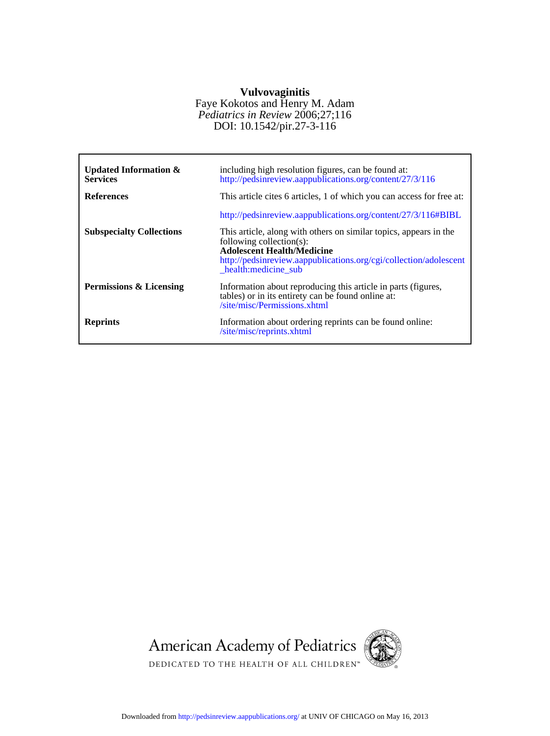# Vulvovaginitis

Faye Kokotos and Henry M. Adam

*Pediatrics in Review* 2006;27;116

DOI: 10.1542/pir.27-3-116

| | |
|---|---|
| **Updated Information & Services** | including high resolution figures, can be found at: http://pedsinreview.aappublications.org/content/27/3/116 |
| **References** | This article cites 6 articles, 1 of which you can access for free at: http://pedsinreview.aappublications.org/content/27/3/116#BIBL |
| **Subspecialty Collections** | This article, along with others on similar topics, appears in the following collection(s): **Adolescent Health/Medicine** http://pedsinreview.aappublications.org/cgi/collection/adolescent_health:medicine_sub |
| **Permissions & Licensing** | Information about reproducing this article in parts (figures, tables) or in its entirety can be found online at: /site/misc/Permissions.xhtml |
| **Reprints** | Information about ordering reprints can be found online: /site/misc/reprints.xhtml |

American Academy of Pediatrics

DEDICATED TO THE HEALTH OF ALL CHILDREN™

Downloaded from http://pedsinreview.aappublications.org/ at UNIV OF CHICAGO on May 16, 2013